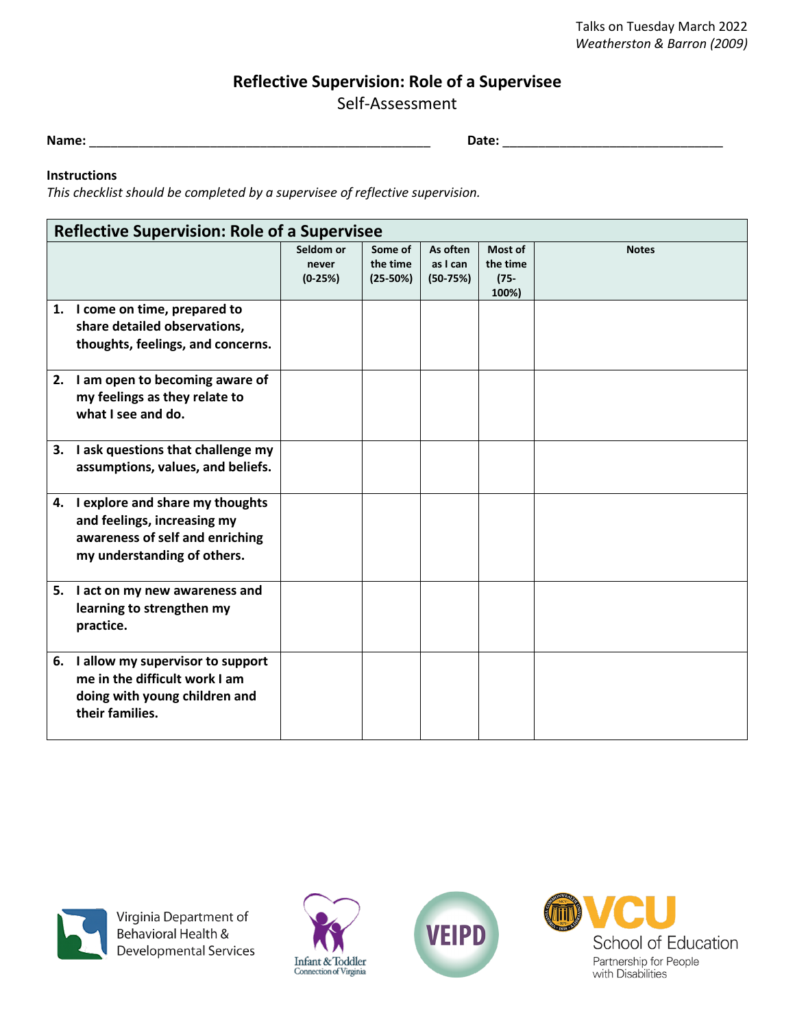Talks on Tuesday March 2022
*Weatherston & Barron (2009)*

# Reflective Supervision: Role of a Supervisee

Self-Assessment

**Name:** ___________________________________________________ **Date:** _________________________________

**Instructions**
*This checklist should be completed by a supervisee of reflective supervision.*

| Reflective Supervision: Role of a Supervisee | Seldom or never (0-25%) | Some of the time (25-50%) | As often as I can (50-75%) | Most of the time (75-100%) | Notes |
|---|---|---|---|---|---|
| **1. I come on time, prepared to share detailed observations, thoughts, feelings, and concerns.** | | | | | |
| **2. I am open to becoming aware of my feelings as they relate to what I see and do.** | | | | | |
| **3. I ask questions that challenge my assumptions, values, and beliefs.** | | | | | |
| **4. I explore and share my thoughts and feelings, increasing my awareness of self and enriching my understanding of others.** | | | | | |
| **5. I act on my new awareness and learning to strengthen my practice.** | | | | | |
| **6. I allow my supervisor to support me in the difficult work I am doing with young children and their families.** | | | | | |

Virginia Department of Behavioral Health & Developmental Services

Infant & Toddler Connection of Virginia

VEIPD

VCU School of Education
Partnership for People with Disabilities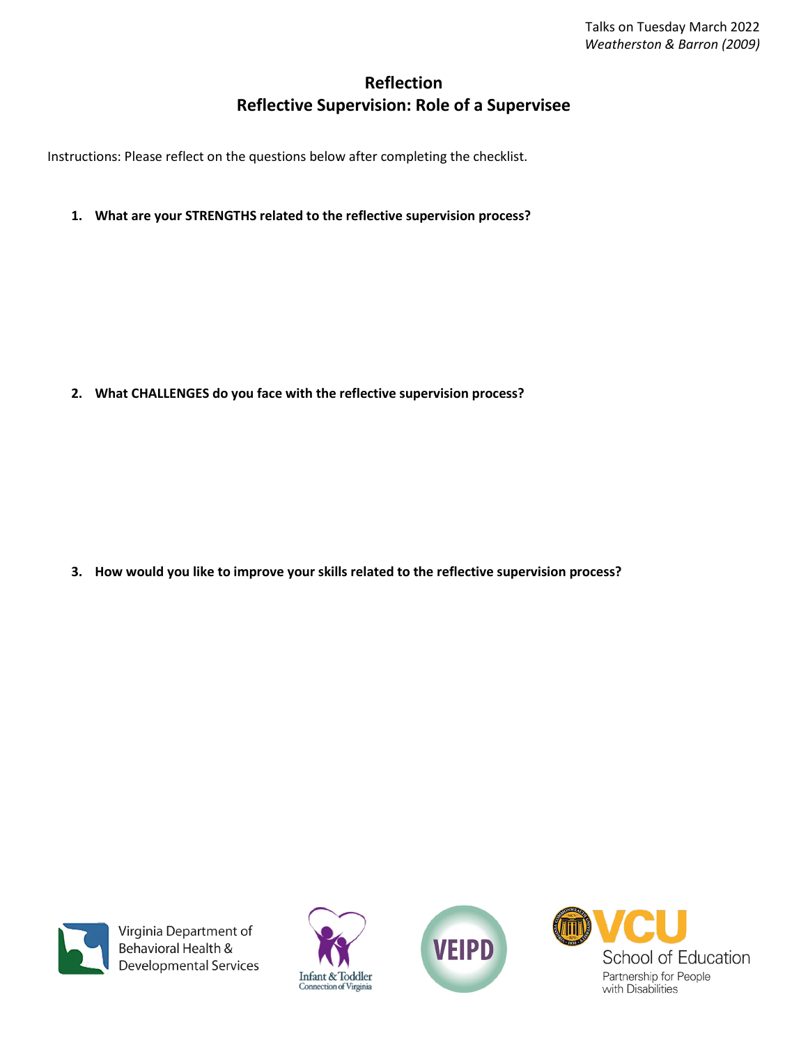Talks on Tuesday March 2022
*Weatherston & Barron (2009)*

# Reflection
## Reflective Supervision: Role of a Supervisee

Instructions: Please reflect on the questions below after completing the checklist.

1. **What are your STRENGTHS related to the reflective supervision process?**

2. **What CHALLENGES do you face with the reflective supervision process?**

3. **How would you like to improve your skills related to the reflective supervision process?**

Virginia Department of Behavioral Health & Developmental Services

Infant & Toddler Connection of Virginia

VEIPD

VCU School of Education
Partnership for People with Disabilities